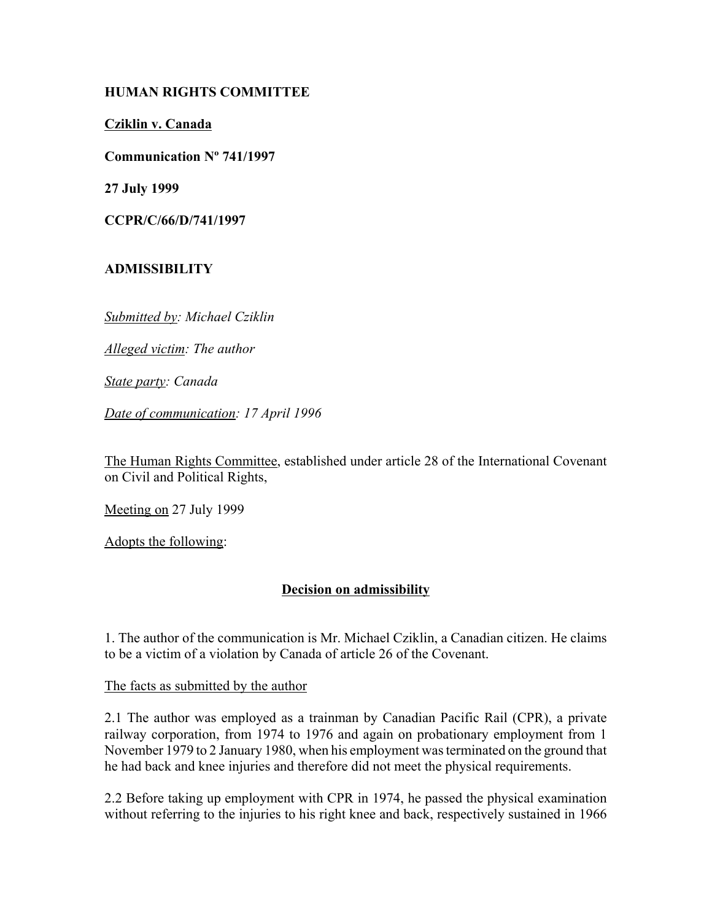**HUMAN RIGHTS COMMITTEE**

**Cziklin v. Canada**

**Communication Nº 741/1997**

**27 July 1999**

**CCPR/C/66/D/741/1997**

**ADMISSIBILITY**

*Submitted by: Michael Cziklin*

*Alleged victim: The author*

*State party: Canada*

*Date of communication: 17 April 1996*

The Human Rights Committee, established under article 28 of the International Covenant on Civil and Political Rights,

Meeting on 27 July 1999

Adopts the following:

**Decision on admissibility**

1. The author of the communication is Mr. Michael Cziklin, a Canadian citizen. He claims to be a victim of a violation by Canada of article 26 of the Covenant.

The facts as submitted by the author

2.1 The author was employed as a trainman by Canadian Pacific Rail (CPR), a private railway corporation, from 1974 to 1976 and again on probationary employment from 1 November 1979 to 2 January 1980, when his employment was terminated on the ground that he had back and knee injuries and therefore did not meet the physical requirements.

2.2 Before taking up employment with CPR in 1974, he passed the physical examination without referring to the injuries to his right knee and back, respectively sustained in 1966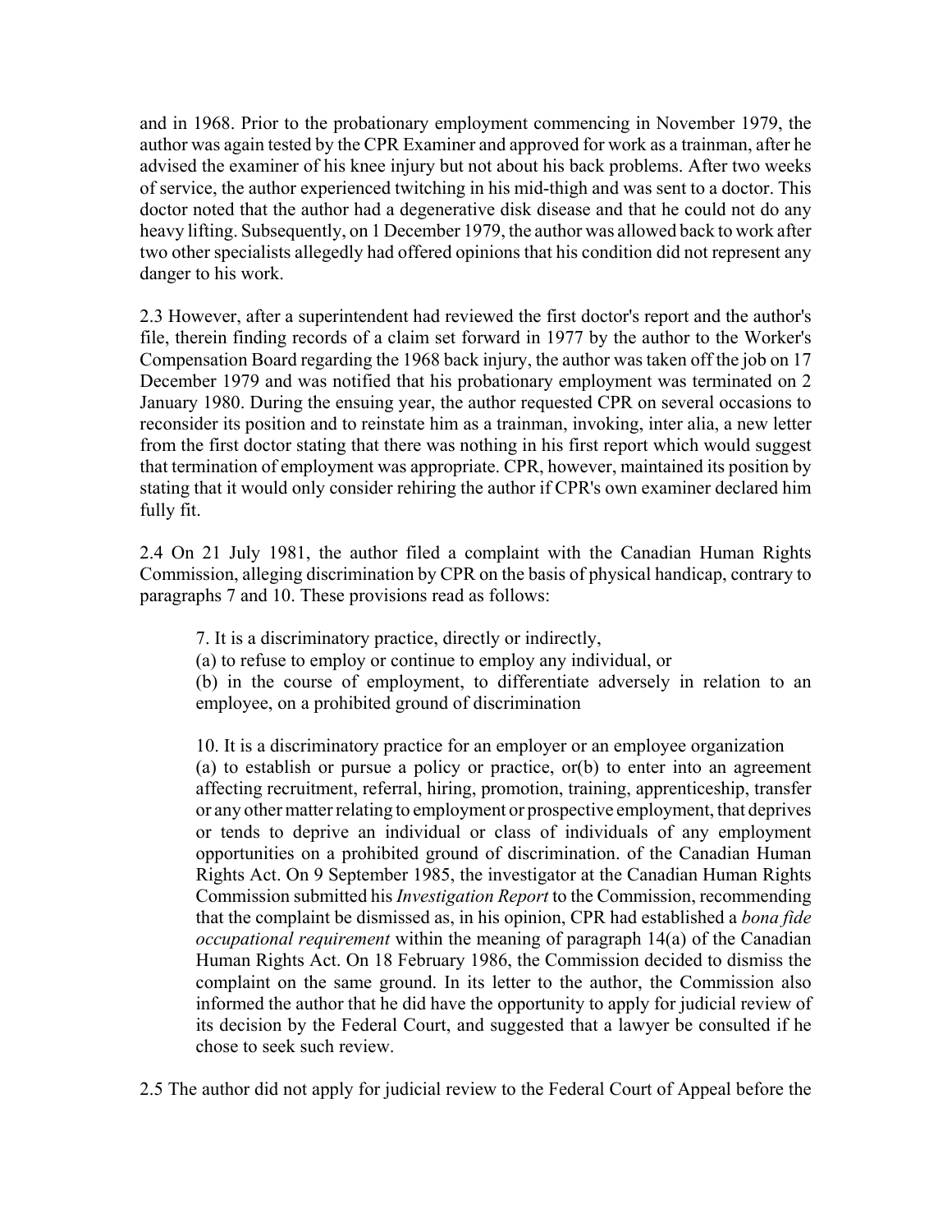and in 1968. Prior to the probationary employment commencing in November 1979, the author was again tested by the CPR Examiner and approved for work as a trainman, after he advised the examiner of his knee injury but not about his back problems. After two weeks of service, the author experienced twitching in his mid-thigh and was sent to a doctor. This doctor noted that the author had a degenerative disk disease and that he could not do any heavy lifting. Subsequently, on 1 December 1979, the author was allowed back to work after two other specialists allegedly had offered opinions that his condition did not represent any danger to his work.

2.3 However, after a superintendent had reviewed the first doctor's report and the author's file, therein finding records of a claim set forward in 1977 by the author to the Worker's Compensation Board regarding the 1968 back injury, the author was taken off the job on 17 December 1979 and was notified that his probationary employment was terminated on 2 January 1980. During the ensuing year, the author requested CPR on several occasions to reconsider its position and to reinstate him as a trainman, invoking, inter alia, a new letter from the first doctor stating that there was nothing in his first report which would suggest that termination of employment was appropriate. CPR, however, maintained its position by stating that it would only consider rehiring the author if CPR's own examiner declared him fully fit.

2.4 On 21 July 1981, the author filed a complaint with the Canadian Human Rights Commission, alleging discrimination by CPR on the basis of physical handicap, contrary to paragraphs 7 and 10. These provisions read as follows:

> 7. It is a discriminatory practice, directly or indirectly,
> (a) to refuse to employ or continue to employ any individual, or
> (b) in the course of employment, to differentiate adversely in relation to an employee, on a prohibited ground of discrimination
>
> 10. It is a discriminatory practice for an employer or an employee organization
> (a) to establish or pursue a policy or practice, or(b) to enter into an agreement affecting recruitment, referral, hiring, promotion, training, apprenticeship, transfer or any other matter relating to employment or prospective employment, that deprives or tends to deprive an individual or class of individuals of any employment opportunities on a prohibited ground of discrimination. of the Canadian Human Rights Act. On 9 September 1985, the investigator at the Canadian Human Rights Commission submitted his *Investigation Report* to the Commission, recommending that the complaint be dismissed as, in his opinion, CPR had established a *bona fide occupational requirement* within the meaning of paragraph 14(a) of the Canadian Human Rights Act. On 18 February 1986, the Commission decided to dismiss the complaint on the same ground. In its letter to the author, the Commission also informed the author that he did have the opportunity to apply for judicial review of its decision by the Federal Court, and suggested that a lawyer be consulted if he chose to seek such review.

2.5 The author did not apply for judicial review to the Federal Court of Appeal before the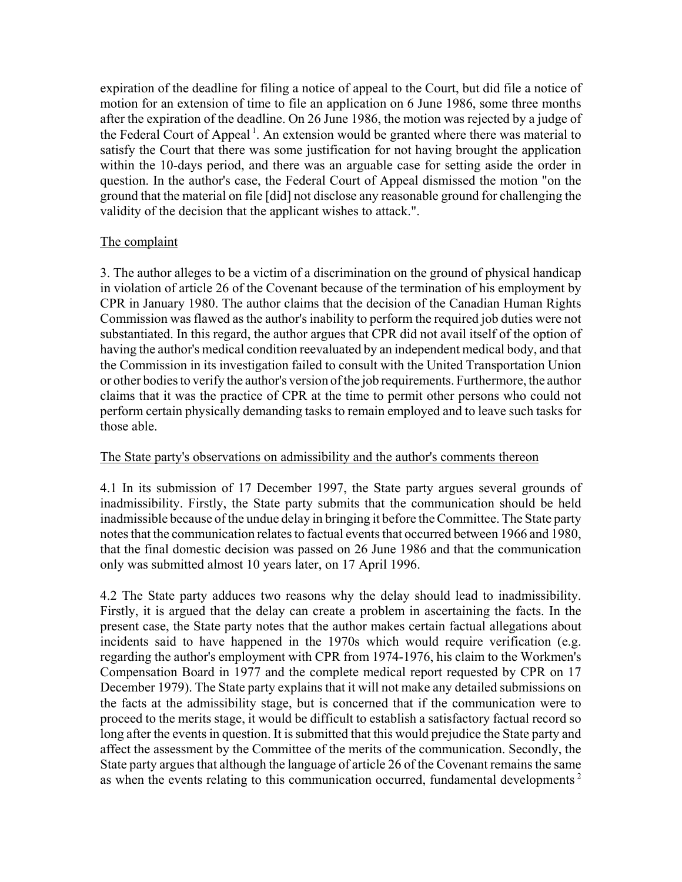expiration of the deadline for filing a notice of appeal to the Court, but did file a notice of motion for an extension of time to file an application on 6 June 1986, some three months after the expiration of the deadline. On 26 June 1986, the motion was rejected by a judge of the Federal Court of Appeal [1]. An extension would be granted where there was material to satisfy the Court that there was some justification for not having brought the application within the 10-days period, and there was an arguable case for setting aside the order in question. In the author's case, the Federal Court of Appeal dismissed the motion "on the ground that the material on file [did] not disclose any reasonable ground for challenging the validity of the decision that the applicant wishes to attack.".

The complaint

3. The author alleges to be a victim of a discrimination on the ground of physical handicap in violation of article 26 of the Covenant because of the termination of his employment by CPR in January 1980. The author claims that the decision of the Canadian Human Rights Commission was flawed as the author's inability to perform the required job duties were not substantiated. In this regard, the author argues that CPR did not avail itself of the option of having the author's medical condition reevaluated by an independent medical body, and that the Commission in its investigation failed to consult with the United Transportation Union or other bodies to verify the author's version of the job requirements. Furthermore, the author claims that it was the practice of CPR at the time to permit other persons who could not perform certain physically demanding tasks to remain employed and to leave such tasks for those able.

The State party's observations on admissibility and the author's comments thereon

4.1 In its submission of 17 December 1997, the State party argues several grounds of inadmissibility. Firstly, the State party submits that the communication should be held inadmissible because of the undue delay in bringing it before the Committee. The State party notes that the communication relates to factual events that occurred between 1966 and 1980, that the final domestic decision was passed on 26 June 1986 and that the communication only was submitted almost 10 years later, on 17 April 1996.

4.2 The State party adduces two reasons why the delay should lead to inadmissibility. Firstly, it is argued that the delay can create a problem in ascertaining the facts. In the present case, the State party notes that the author makes certain factual allegations about incidents said to have happened in the 1970s which would require verification (e.g. regarding the author's employment with CPR from 1974-1976, his claim to the Workmen's Compensation Board in 1977 and the complete medical report requested by CPR on 17 December 1979). The State party explains that it will not make any detailed submissions on the facts at the admissibility stage, but is concerned that if the communication were to proceed to the merits stage, it would be difficult to establish a satisfactory factual record so long after the events in question. It is submitted that this would prejudice the State party and affect the assessment by the Committee of the merits of the communication. Secondly, the State party argues that although the language of article 26 of the Covenant remains the same as when the events relating to this communication occurred, fundamental developments [2]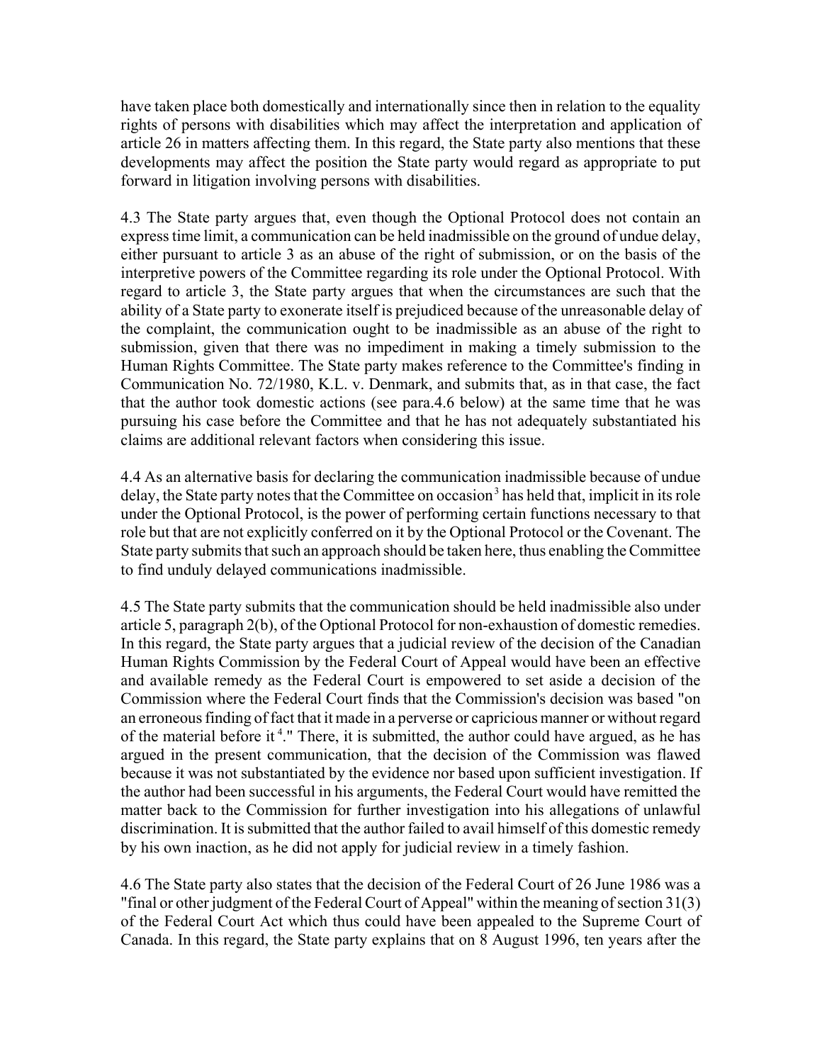have taken place both domestically and internationally since then in relation to the equality rights of persons with disabilities which may affect the interpretation and application of article 26 in matters affecting them. In this regard, the State party also mentions that these developments may affect the position the State party would regard as appropriate to put forward in litigation involving persons with disabilities.

4.3 The State party argues that, even though the Optional Protocol does not contain an express time limit, a communication can be held inadmissible on the ground of undue delay, either pursuant to article 3 as an abuse of the right of submission, or on the basis of the interpretive powers of the Committee regarding its role under the Optional Protocol. With regard to article 3, the State party argues that when the circumstances are such that the ability of a State party to exonerate itself is prejudiced because of the unreasonable delay of the complaint, the communication ought to be inadmissible as an abuse of the right to submission, given that there was no impediment in making a timely submission to the Human Rights Committee. The State party makes reference to the Committee's finding in Communication No. 72/1980, K.L. v. Denmark, and submits that, as in that case, the fact that the author took domestic actions (see para.4.6 below) at the same time that he was pursuing his case before the Committee and that he has not adequately substantiated his claims are additional relevant factors when considering this issue.

4.4 As an alternative basis for declaring the communication inadmissible because of undue delay, the State party notes that the Committee on occasion[3] has held that, implicit in its role under the Optional Protocol, is the power of performing certain functions necessary to that role but that are not explicitly conferred on it by the Optional Protocol or the Covenant. The State party submits that such an approach should be taken here, thus enabling the Committee to find unduly delayed communications inadmissible.

4.5 The State party submits that the communication should be held inadmissible also under article 5, paragraph 2(b), of the Optional Protocol for non-exhaustion of domestic remedies. In this regard, the State party argues that a judicial review of the decision of the Canadian Human Rights Commission by the Federal Court of Appeal would have been an effective and available remedy as the Federal Court is empowered to set aside a decision of the Commission where the Federal Court finds that the Commission's decision was based "on an erroneous finding of fact that it made in a perverse or capricious manner or without regard of the material before it[4]." There, it is submitted, the author could have argued, as he has argued in the present communication, that the decision of the Commission was flawed because it was not substantiated by the evidence nor based upon sufficient investigation. If the author had been successful in his arguments, the Federal Court would have remitted the matter back to the Commission for further investigation into his allegations of unlawful discrimination. It is submitted that the author failed to avail himself of this domestic remedy by his own inaction, as he did not apply for judicial review in a timely fashion.

4.6 The State party also states that the decision of the Federal Court of 26 June 1986 was a "final or other judgment of the Federal Court of Appeal" within the meaning of section 31(3) of the Federal Court Act which thus could have been appealed to the Supreme Court of Canada. In this regard, the State party explains that on 8 August 1996, ten years after the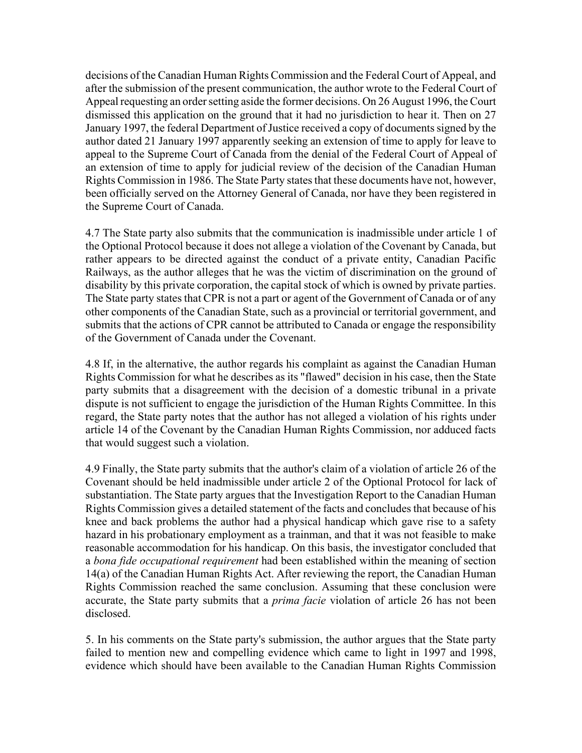decisions of the Canadian Human Rights Commission and the Federal Court of Appeal, and after the submission of the present communication, the author wrote to the Federal Court of Appeal requesting an order setting aside the former decisions. On 26 August 1996, the Court dismissed this application on the ground that it had no jurisdiction to hear it. Then on 27 January 1997, the federal Department of Justice received a copy of documents signed by the author dated 21 January 1997 apparently seeking an extension of time to apply for leave to appeal to the Supreme Court of Canada from the denial of the Federal Court of Appeal of an extension of time to apply for judicial review of the decision of the Canadian Human Rights Commission in 1986. The State Party states that these documents have not, however, been officially served on the Attorney General of Canada, nor have they been registered in the Supreme Court of Canada.

4.7 The State party also submits that the communication is inadmissible under article 1 of the Optional Protocol because it does not allege a violation of the Covenant by Canada, but rather appears to be directed against the conduct of a private entity, Canadian Pacific Railways, as the author alleges that he was the victim of discrimination on the ground of disability by this private corporation, the capital stock of which is owned by private parties. The State party states that CPR is not a part or agent of the Government of Canada or of any other components of the Canadian State, such as a provincial or territorial government, and submits that the actions of CPR cannot be attributed to Canada or engage the responsibility of the Government of Canada under the Covenant.

4.8 If, in the alternative, the author regards his complaint as against the Canadian Human Rights Commission for what he describes as its "flawed" decision in his case, then the State party submits that a disagreement with the decision of a domestic tribunal in a private dispute is not sufficient to engage the jurisdiction of the Human Rights Committee. In this regard, the State party notes that the author has not alleged a violation of his rights under article 14 of the Covenant by the Canadian Human Rights Commission, nor adduced facts that would suggest such a violation.

4.9 Finally, the State party submits that the author's claim of a violation of article 26 of the Covenant should be held inadmissible under article 2 of the Optional Protocol for lack of substantiation. The State party argues that the Investigation Report to the Canadian Human Rights Commission gives a detailed statement of the facts and concludes that because of his knee and back problems the author had a physical handicap which gave rise to a safety hazard in his probationary employment as a trainman, and that it was not feasible to make reasonable accommodation for his handicap. On this basis, the investigator concluded that a *bona fide occupational requirement* had been established within the meaning of section 14(a) of the Canadian Human Rights Act. After reviewing the report, the Canadian Human Rights Commission reached the same conclusion. Assuming that these conclusion were accurate, the State party submits that a *prima facie* violation of article 26 has not been disclosed.

5. In his comments on the State party's submission, the author argues that the State party failed to mention new and compelling evidence which came to light in 1997 and 1998, evidence which should have been available to the Canadian Human Rights Commission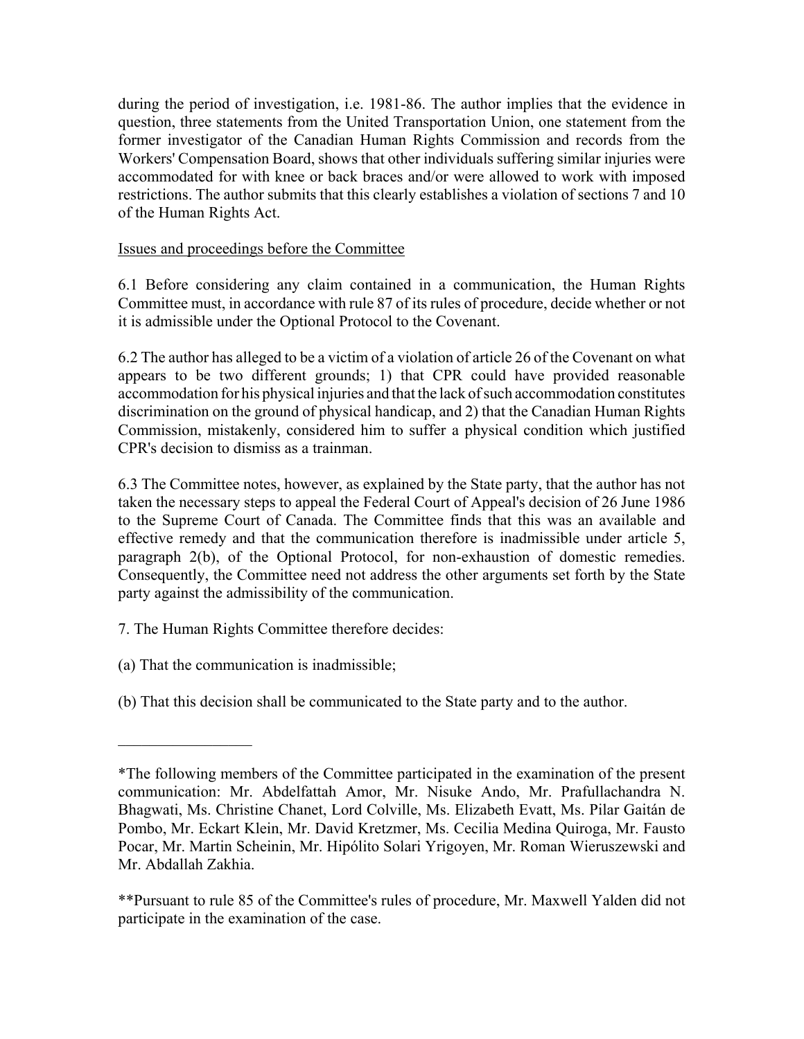during the period of investigation, i.e. 1981-86. The author implies that the evidence in question, three statements from the United Transportation Union, one statement from the former investigator of the Canadian Human Rights Commission and records from the Workers' Compensation Board, shows that other individuals suffering similar injuries were accommodated for with knee or back braces and/or were allowed to work with imposed restrictions. The author submits that this clearly establishes a violation of sections 7 and 10 of the Human Rights Act.

Issues and proceedings before the Committee

6.1 Before considering any claim contained in a communication, the Human Rights Committee must, in accordance with rule 87 of its rules of procedure, decide whether or not it is admissible under the Optional Protocol to the Covenant.

6.2 The author has alleged to be a victim of a violation of article 26 of the Covenant on what appears to be two different grounds; 1) that CPR could have provided reasonable accommodation for his physical injuries and that the lack of such accommodation constitutes discrimination on the ground of physical handicap, and 2) that the Canadian Human Rights Commission, mistakenly, considered him to suffer a physical condition which justified CPR's decision to dismiss as a trainman.

6.3 The Committee notes, however, as explained by the State party, that the author has not taken the necessary steps to appeal the Federal Court of Appeal's decision of 26 June 1986 to the Supreme Court of Canada. The Committee finds that this was an available and effective remedy and that the communication therefore is inadmissible under article 5, paragraph 2(b), of the Optional Protocol, for non-exhaustion of domestic remedies. Consequently, the Committee need not address the other arguments set forth by the State party against the admissibility of the communication.

7. The Human Rights Committee therefore decides:

(a) That the communication is inadmissible;

(b) That this decision shall be communicated to the State party and to the author.

---

*The following members of the Committee participated in the examination of the present communication: Mr. Abdelfattah Amor, Mr. Nisuke Ando, Mr. Prafullachandra N. Bhagwati, Ms. Christine Chanet, Lord Colville, Ms. Elizabeth Evatt, Ms. Pilar Gaitán de Pombo, Mr. Eckart Klein, Mr. David Kretzmer, Ms. Cecilia Medina Quiroga, Mr. Fausto Pocar, Mr. Martin Scheinin, Mr. Hipólito Solari Yrigoyen, Mr. Roman Wieruszewski and Mr. Abdallah Zakhia.

**Pursuant to rule 85 of the Committee's rules of procedure, Mr. Maxwell Yalden did not participate in the examination of the case.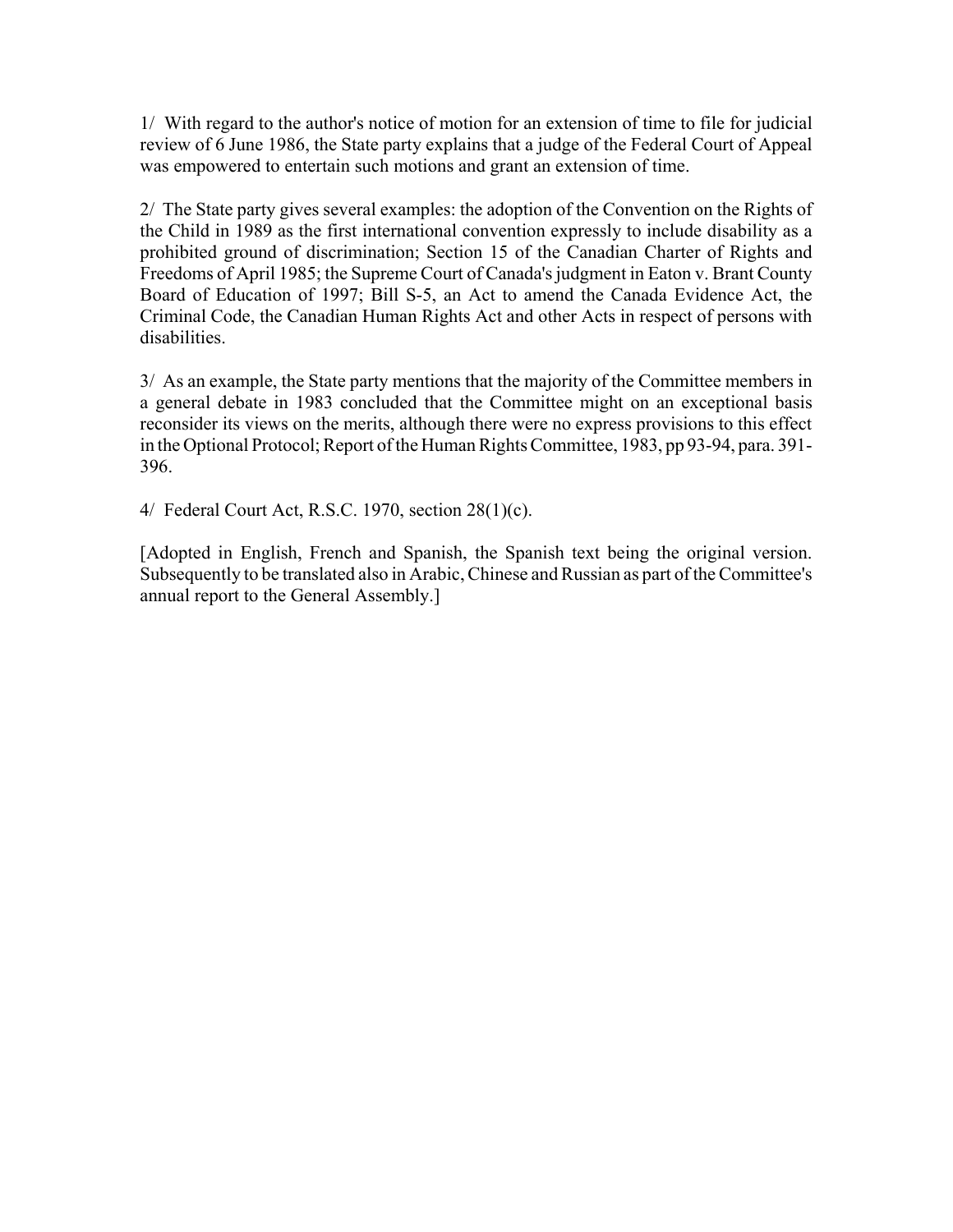1/ With regard to the author's notice of motion for an extension of time to file for judicial review of 6 June 1986, the State party explains that a judge of the Federal Court of Appeal was empowered to entertain such motions and grant an extension of time.

2/ The State party gives several examples: the adoption of the Convention on the Rights of the Child in 1989 as the first international convention expressly to include disability as a prohibited ground of discrimination; Section 15 of the Canadian Charter of Rights and Freedoms of April 1985; the Supreme Court of Canada's judgment in Eaton v. Brant County Board of Education of 1997; Bill S-5, an Act to amend the Canada Evidence Act, the Criminal Code, the Canadian Human Rights Act and other Acts in respect of persons with disabilities.

3/ As an example, the State party mentions that the majority of the Committee members in a general debate in 1983 concluded that the Committee might on an exceptional basis reconsider its views on the merits, although there were no express provisions to this effect in the Optional Protocol; Report of the Human Rights Committee, 1983, pp 93-94, para. 391-396.

4/ Federal Court Act, R.S.C. 1970, section 28(1)(c).

[Adopted in English, French and Spanish, the Spanish text being the original version. Subsequently to be translated also in Arabic, Chinese and Russian as part of the Committee's annual report to the General Assembly.]